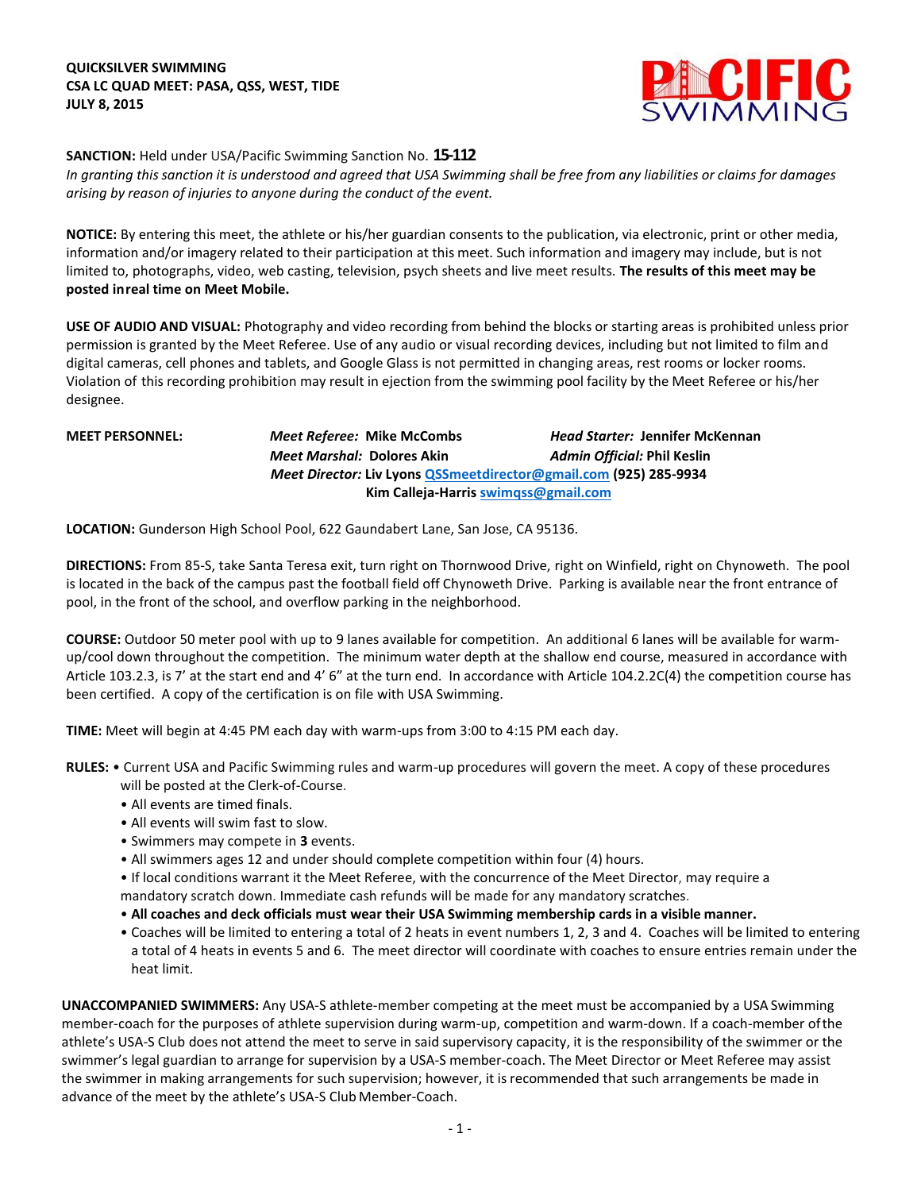**QUICKSILVER SWIMMING**
**CSA LC QUAD MEET: PASA, QSS, WEST, TIDE**
**JULY 8, 2015**

**SANCTION:** Held under USA/Pacific Swimming Sanction No. **15-112**
*In granting this sanction it is understood and agreed that USA Swimming shall be free from any liabilities or claims for damages arising by reason of injuries to anyone during the conduct of the event.*

**NOTICE:** By entering this meet, the athlete or his/her guardian consents to the publication, via electronic, print or other media, information and/or imagery related to their participation at this meet. Such information and imagery may include, but is not limited to, photographs, video, web casting, television, psych sheets and live meet results. **The results of this meet may be posted inreal time on Meet Mobile.**

**USE OF AUDIO AND VISUAL:** Photography and video recording from behind the blocks or starting areas is prohibited unless prior permission is granted by the Meet Referee. Use of any audio or visual recording devices, including but not limited to film and digital cameras, cell phones and tablets, and Google Glass is not permitted in changing areas, rest rooms or locker rooms. Violation of this recording prohibition may result in ejection from the swimming pool facility by the Meet Referee or his/her designee.

**MEET PERSONNEL:**
*Meet Referee:* **Mike McCombs** *Head Starter:* **Jennifer McKennan**
*Meet Marshal:* **Dolores Akin** *Admin Official:* **Phil Keslin**
*Meet Director:* **Liv Lyons QSSmeetdirector@gmail.com (925) 285-9934**
**Kim Calleja-Harris swimqss@gmail.com**

**LOCATION:** Gunderson High School Pool, 622 Gaundabert Lane, San Jose, CA 95136.

**DIRECTIONS:** From 85-S, take Santa Teresa exit, turn right on Thornwood Drive, right on Winfield, right on Chynoweth. The pool is located in the back of the campus past the football field off Chynoweth Drive. Parking is available near the front entrance of pool, in the front of the school, and overflow parking in the neighborhood.

**COURSE:** Outdoor 50 meter pool with up to 9 lanes available for competition. An additional 6 lanes will be available for warm-up/cool down throughout the competition. The minimum water depth at the shallow end course, measured in accordance with Article 103.2.3, is 7' at the start end and 4' 6" at the turn end. In accordance with Article 104.2.2C(4) the competition course has been certified. A copy of the certification is on file with USA Swimming.

**TIME:** Meet will begin at 4:45 PM each day with warm-ups from 3:00 to 4:15 PM each day.

**RULES:**
- Current USA and Pacific Swimming rules and warm-up procedures will govern the meet. A copy of these procedures will be posted at the Clerk-of-Course.
- All events are timed finals.
- All events will swim fast to slow.
- Swimmers may compete in **3** events.
- All swimmers ages 12 and under should complete competition within four (4) hours.
- If local conditions warrant it the Meet Referee, with the concurrence of the Meet Director, may require a mandatory scratch down. Immediate cash refunds will be made for any mandatory scratches.
- **All coaches and deck officials must wear their USA Swimming membership cards in a visible manner.**
- Coaches will be limited to entering a total of 2 heats in event numbers 1, 2, 3 and 4. Coaches will be limited to entering a total of 4 heats in events 5 and 6. The meet director will coordinate with coaches to ensure entries remain under the heat limit.

**UNACCOMPANIED SWIMMERS:** Any USA-S athlete-member competing at the meet must be accompanied by a USA Swimming member-coach for the purposes of athlete supervision during warm-up, competition and warm-down. If a coach-member ofthe athlete's USA-S Club does not attend the meet to serve in said supervisory capacity, it is the responsibility of the swimmer or the swimmer's legal guardian to arrange for supervision by a USA-S member-coach. The Meet Director or Meet Referee may assist the swimmer in making arrangements for such supervision; however, it is recommended that such arrangements be made in advance of the meet by the athlete's USA-S Club Member-Coach.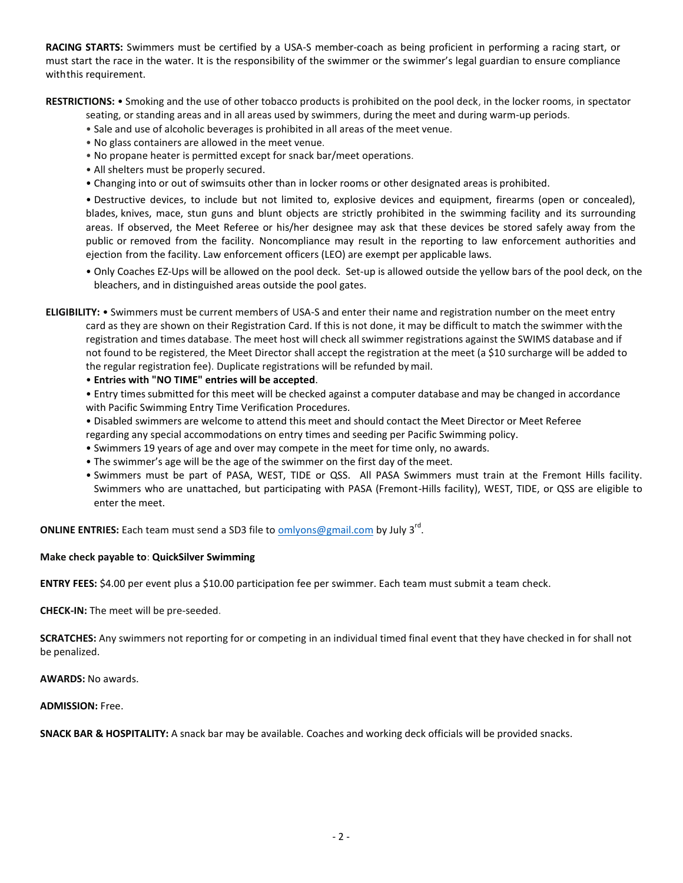**RACING STARTS:** Swimmers must be certified by a USA-S member-coach as being proficient in performing a racing start, or must start the race in the water. It is the responsibility of the swimmer or the swimmer's legal guardian to ensure compliance withthis requirement.

**RESTRICTIONS:** • Smoking and the use of other tobacco products is prohibited on the pool deck, in the locker rooms, in spectator seating, or standing areas and in all areas used by swimmers, during the meet and during warm-up periods.

- Sale and use of alcoholic beverages is prohibited in all areas of the meet venue.
- No glass containers are allowed in the meet venue.
- No propane heater is permitted except for snack bar/meet operations.
- All shelters must be properly secured.
- Changing into or out of swimsuits other than in locker rooms or other designated areas is prohibited.
- Destructive devices, to include but not limited to, explosive devices and equipment, firearms (open or concealed), blades, knives, mace, stun guns and blunt objects are strictly prohibited in the swimming facility and its surrounding areas. If observed, the Meet Referee or his/her designee may ask that these devices be stored safely away from the public or removed from the facility. Noncompliance may result in the reporting to law enforcement authorities and ejection from the facility. Law enforcement officers (LEO) are exempt per applicable laws.
- Only Coaches EZ-Ups will be allowed on the pool deck. Set-up is allowed outside the yellow bars of the pool deck, on the bleachers, and in distinguished areas outside the pool gates.

**ELIGIBILITY:** • Swimmers must be current members of USA-S and enter their name and registration number on the meet entry card as they are shown on their Registration Card. If this is not done, it may be difficult to match the swimmer with the registration and times database. The meet host will check all swimmer registrations against the SWIMS database and if not found to be registered, the Meet Director shall accept the registration at the meet (a $10 surcharge will be added to the regular registration fee). Duplicate registrations will be refunded by mail.

- **Entries with "NO TIME" entries will be accepted**.
- Entry times submitted for this meet will be checked against a computer database and may be changed in accordance with Pacific Swimming Entry Time Verification Procedures.
- Disabled swimmers are welcome to attend this meet and should contact the Meet Director or Meet Referee regarding any special accommodations on entry times and seeding per Pacific Swimming policy.
- Swimmers 19 years of age and over may compete in the meet for time only, no awards.
- The swimmer's age will be the age of the swimmer on the first day of the meet.
- Swimmers must be part of PASA, WEST, TIDE or QSS. All PASA Swimmers must train at the Fremont Hills facility. Swimmers who are unattached, but participating with PASA (Fremont-Hills facility), WEST, TIDE, or QSS are eligible to enter the meet.

**ONLINE ENTRIES:** Each team must send a SD3 file to omlyons@gmail.com by July 3rd.

**Make check payable to**: **QuickSilver Swimming**

**ENTRY FEES:** $4.00 per event plus a $10.00 participation fee per swimmer. Each team must submit a team check.

**CHECK-IN:** The meet will be pre-seeded.

**SCRATCHES:** Any swimmers not reporting for or competing in an individual timed final event that they have checked in for shall not be penalized.

**AWARDS:** No awards.

**ADMISSION:** Free.

**SNACK BAR & HOSPITALITY:** A snack bar may be available. Coaches and working deck officials will be provided snacks.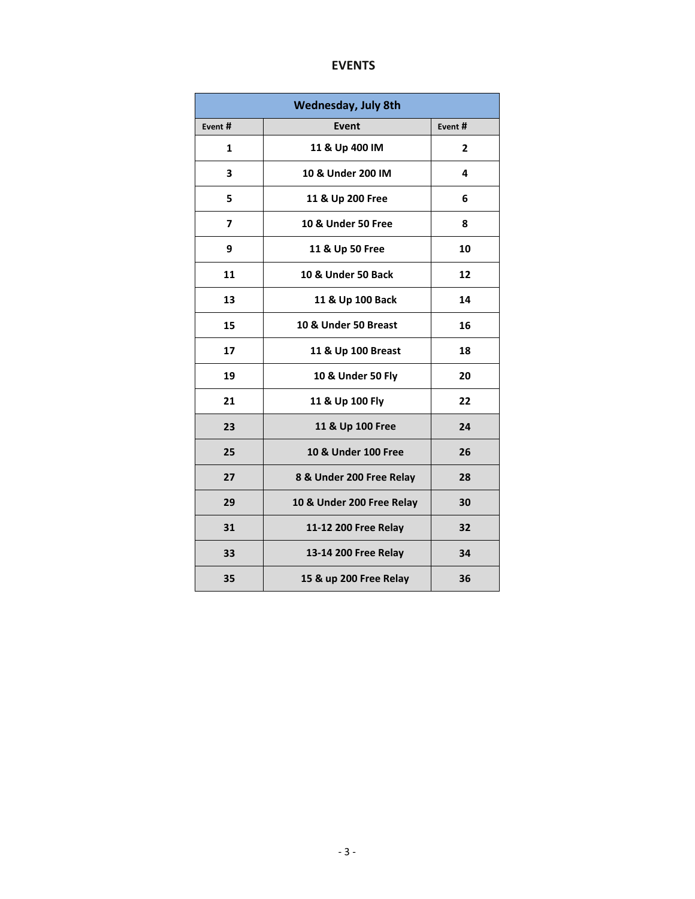## EVENTS

| Wednesday, July 8th | | |
|---|---|---|
| Event # | Event | Event # |
| 1 | 11 & Up 400 IM | 2 |
| 3 | 10 & Under 200 IM | 4 |
| 5 | 11 & Up 200 Free | 6 |
| 7 | 10 & Under 50 Free | 8 |
| 9 | 11 & Up 50 Free | 10 |
| 11 | 10 & Under 50 Back | 12 |
| 13 | 11 & Up 100 Back | 14 |
| 15 | 10 & Under 50 Breast | 16 |
| 17 | 11 & Up 100 Breast | 18 |
| 19 | 10 & Under 50 Fly | 20 |
| 21 | 11 & Up 100 Fly | 22 |
| 23 | 11 & Up 100 Free | 24 |
| 25 | 10 & Under 100 Free | 26 |
| 27 | 8 & Under 200 Free Relay | 28 |
| 29 | 10 & Under 200 Free Relay | 30 |
| 31 | 11-12 200 Free Relay | 32 |
| 33 | 13-14 200 Free Relay | 34 |
| 35 | 15 & up 200 Free Relay | 36 |